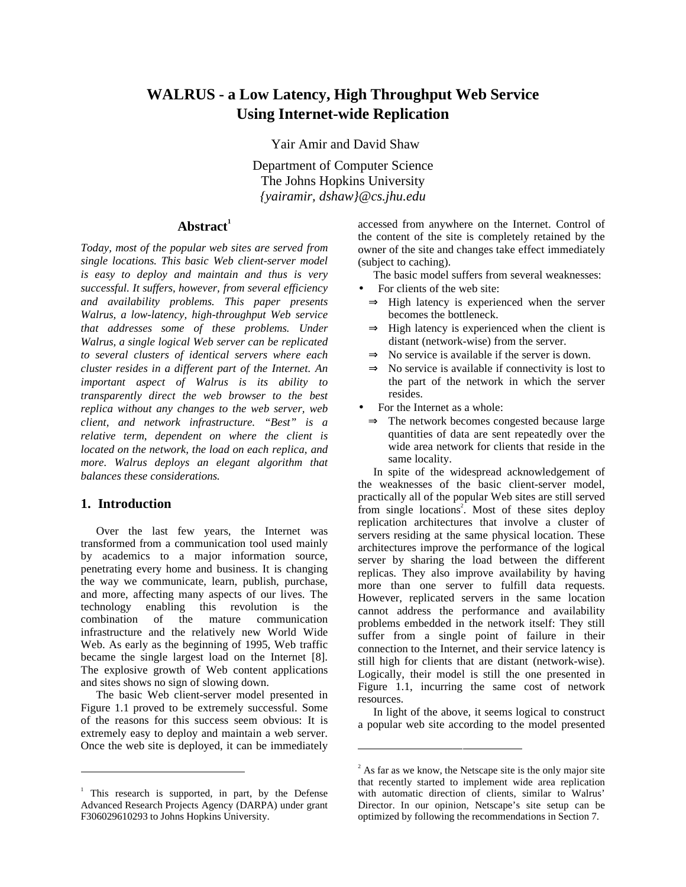# WALRUS - a Low Latency, High Throughput Web Service Using Internet-wide Replication

Yair Amir and David Shaw

Department of Computer Science
The Johns Hopkins University
*{yairamir, dshaw}@cs.jhu.edu*

## Abstract[1]

*Today, most of the popular web sites are served from single locations. This basic Web client-server model is easy to deploy and maintain and thus is very successful. It suffers, however, from several efficiency and availability problems. This paper presents Walrus, a low-latency, high-throughput Web service that addresses some of these problems. Under Walrus, a single logical Web server can be replicated to several clusters of identical servers where each cluster resides in a different part of the Internet. An important aspect of Walrus is its ability to transparently direct the web browser to the best replica without any changes to the web server, web client, and network infrastructure. "Best" is a relative term, dependent on where the client is located on the network, the load on each replica, and more. Walrus deploys an elegant algorithm that balances these considerations.*

## 1. Introduction

Over the last few years, the Internet was transformed from a communication tool used mainly by academics to a major information source, penetrating every home and business. It is changing the way we communicate, learn, publish, purchase, and more, affecting many aspects of our lives. The technology enabling this revolution is the combination of the mature communication infrastructure and the relatively new World Wide Web. As early as the beginning of 1995, Web traffic became the single largest load on the Internet [8]. The explosive growth of Web content applications and sites shows no sign of slowing down.

The basic Web client-server model presented in Figure 1.1 proved to be extremely successful. Some of the reasons for this success seem obvious: It is extremely easy to deploy and maintain a web server. Once the web site is deployed, it can be immediately accessed from anywhere on the Internet. Control of the content of the site is completely retained by the owner of the site and changes take effect immediately (subject to caching).

The basic model suffers from several weaknesses:

- For clients of the web site:
  - ⇒ High latency is experienced when the server becomes the bottleneck.
  - ⇒ High latency is experienced when the client is distant (network-wise) from the server.
  - ⇒ No service is available if the server is down.
  - ⇒ No service is available if connectivity is lost to the part of the network in which the server resides.
- For the Internet as a whole:
  - ⇒ The network becomes congested because large quantities of data are sent repeatedly over the wide area network for clients that reside in the same locality.

In spite of the widespread acknowledgement of the weaknesses of the basic client-server model, practically all of the popular Web sites are still served from single locations[2]. Most of these sites deploy replication architectures that involve a cluster of servers residing at the same physical location. These architectures improve the performance of the logical server by sharing the load between the different replicas. They also improve availability by having more than one server to fulfill data requests. However, replicated servers in the same location cannot address the performance and availability problems embedded in the network itself: They still suffer from a single point of failure in their connection to the Internet, and their service latency is still high for clients that are distant (network-wise). Logically, their model is still the one presented in Figure 1.1, incurring the same cost of network resources.

In light of the above, it seems logical to construct a popular web site according to the model presented

---

[1] This research is supported, in part, by the Defense Advanced Research Projects Agency (DARPA) under grant F306029610293 to Johns Hopkins University.

[2] As far as we know, the Netscape site is the only major site that recently started to implement wide area replication with automatic direction of clients, similar to Walrus' Director. In our opinion, Netscape's site setup can be optimized by following the recommendations in Section 7.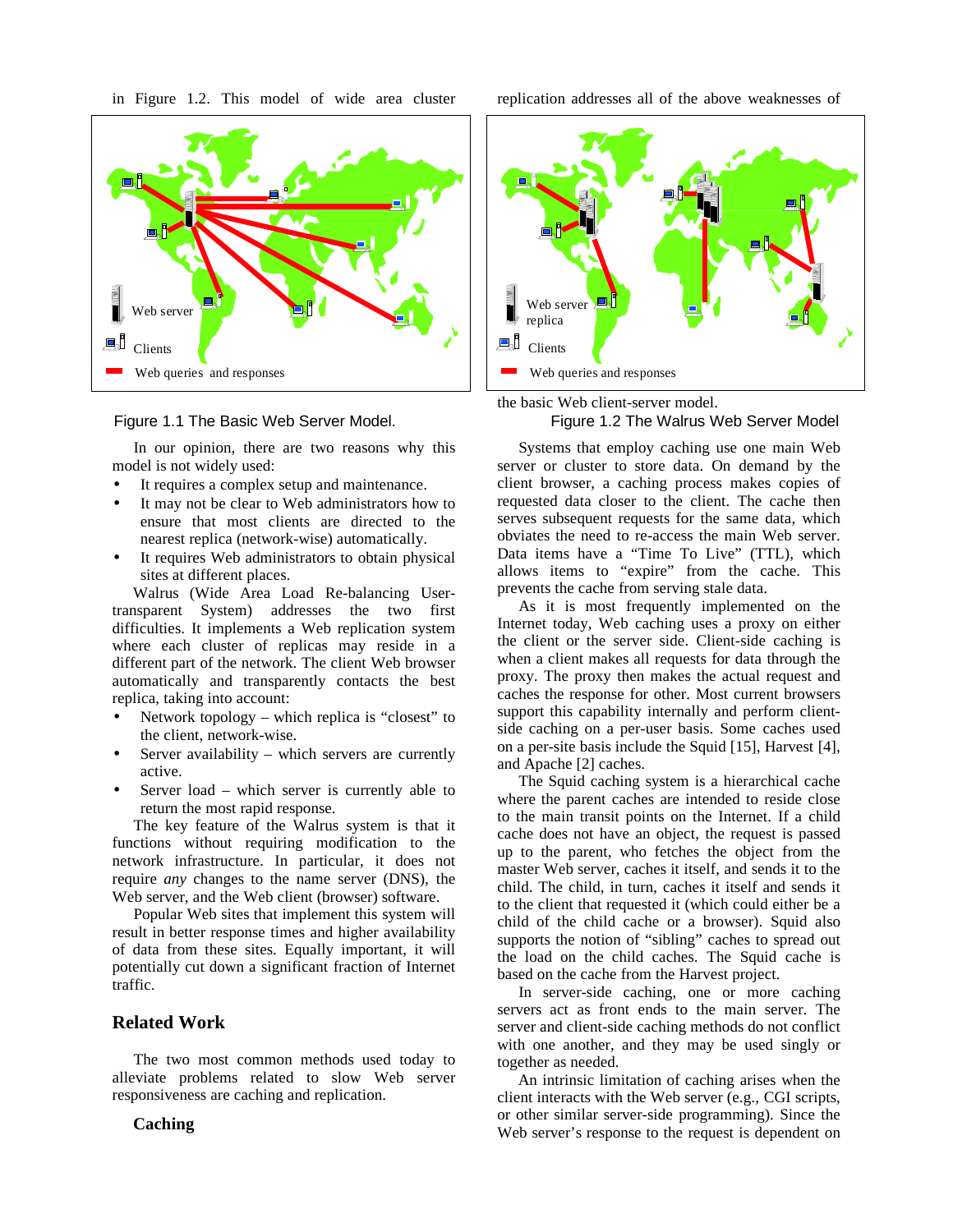in Figure 1.2. This model of wide area cluster replication addresses all of the above weaknesses of the basic Web client-server model.

Web server

Clients

Web queries and responses

Figure 1.1 The Basic Web Server Model.

Web server replica

Clients

Web queries and responses

Figure 1.2 The Walrus Web Server Model

In our opinion, there are two reasons why this model is not widely used:

- It requires a complex setup and maintenance.
- It may not be clear to Web administrators how to ensure that most clients are directed to the nearest replica (network-wise) automatically.
- It requires Web administrators to obtain physical sites at different places.

Walrus (Wide Area Load Re-balancing User-transparent System) addresses the two first difficulties. It implements a Web replication system where each cluster of replicas may reside in a different part of the network. The client Web browser automatically and transparently contacts the best replica, taking into account:

- Network topology – which replica is "closest" to the client, network-wise.
- Server availability – which servers are currently active.
- Server load – which server is currently able to return the most rapid response.

The key feature of the Walrus system is that it functions without requiring modification to the network infrastructure. In particular, it does not require *any* changes to the name server (DNS), the Web server, and the Web client (browser) software.

Popular Web sites that implement this system will result in better response times and higher availability of data from these sites. Equally important, it will potentially cut down a significant fraction of Internet traffic.

## Related Work

The two most common methods used today to alleviate problems related to slow Web server responsiveness are caching and replication.

### Caching

Systems that employ caching use one main Web server or cluster to store data. On demand by the client browser, a caching process makes copies of requested data closer to the client. The cache then serves subsequent requests for the same data, which obviates the need to re-access the main Web server. Data items have a "Time To Live" (TTL), which allows items to "expire" from the cache. This prevents the cache from serving stale data.

As it is most frequently implemented on the Internet today, Web caching uses a proxy on either the client or the server side. Client-side caching is when a client makes all requests for data through the proxy. The proxy then makes the actual request and caches the response for other. Most current browsers support this capability internally and perform client-side caching on a per-user basis. Some caches used on a per-site basis include the Squid [15], Harvest [4], and Apache [2] caches.

The Squid caching system is a hierarchical cache where the parent caches are intended to reside close to the main transit points on the Internet. If a child cache does not have an object, the request is passed up to the parent, who fetches the object from the master Web server, caches it itself, and sends it to the child. The child, in turn, caches it itself and sends it to the client that requested it (which could either be a child of the child cache or a browser). Squid also supports the notion of "sibling" caches to spread out the load on the child caches. The Squid cache is based on the cache from the Harvest project.

In server-side caching, one or more caching servers act as front ends to the main server. The server and client-side caching methods do not conflict with one another, and they may be used singly or together as needed.

An intrinsic limitation of caching arises when the client interacts with the Web server (e.g., CGI scripts, or other similar server-side programming). Since the Web server's response to the request is dependent on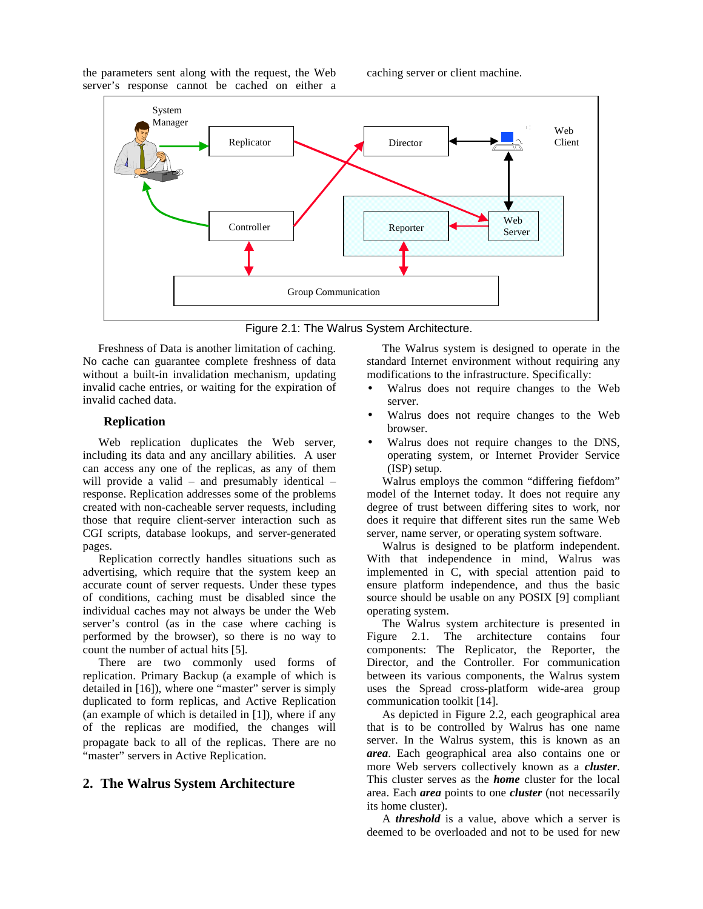the parameters sent along with the request, the Web server's response cannot be cached on either a caching server or client machine.

System Manager

Replicator

Director

Web Client

Controller

Reporter

Web Server

Group Communication

Figure 2.1: The Walrus System Architecture.

Freshness of Data is another limitation of caching. No cache can guarantee complete freshness of data without a built-in invalidation mechanism, updating invalid cache entries, or waiting for the expiration of invalid cached data.

### Replication

Web replication duplicates the Web server, including its data and any ancillary abilities. A user can access any one of the replicas, as any of them will provide a valid – and presumably identical – response. Replication addresses some of the problems created with non-cacheable server requests, including those that require client-server interaction such as CGI scripts, database lookups, and server-generated pages.

Replication correctly handles situations such as advertising, which require that the system keep an accurate count of server requests. Under these types of conditions, caching must be disabled since the individual caches may not always be under the Web server's control (as in the case where caching is performed by the browser), so there is no way to count the number of actual hits [5].

There are two commonly used forms of replication. Primary Backup (a example of which is detailed in [16]), where one "master" server is simply duplicated to form replicas, and Active Replication (an example of which is detailed in [1]), where if any of the replicas are modified, the changes will propagate back to all of the replicas. There are no "master" servers in Active Replication.

## 2. The Walrus System Architecture

The Walrus system is designed to operate in the standard Internet environment without requiring any modifications to the infrastructure. Specifically:

- Walrus does not require changes to the Web server.
- Walrus does not require changes to the Web browser.
- Walrus does not require changes to the DNS, operating system, or Internet Provider Service (ISP) setup.

Walrus employs the common "differing fiefdom" model of the Internet today. It does not require any degree of trust between differing sites to work, nor does it require that different sites run the same Web server, name server, or operating system software.

Walrus is designed to be platform independent. With that independence in mind, Walrus was implemented in C, with special attention paid to ensure platform independence, and thus the basic source should be usable on any POSIX [9] compliant operating system.

The Walrus system architecture is presented in Figure 2.1. The architecture contains four components: The Replicator, the Reporter, the Director, and the Controller. For communication between its various components, the Walrus system uses the Spread cross-platform wide-area group communication toolkit [14].

As depicted in Figure 2.2, each geographical area that is to be controlled by Walrus has one name server. In the Walrus system, this is known as an ***area***. Each geographical area also contains one or more Web servers collectively known as a ***cluster***. This cluster serves as the ***home*** cluster for the local area. Each ***area*** points to one ***cluster*** (not necessarily its home cluster).

A ***threshold*** is a value, above which a server is deemed to be overloaded and not to be used for new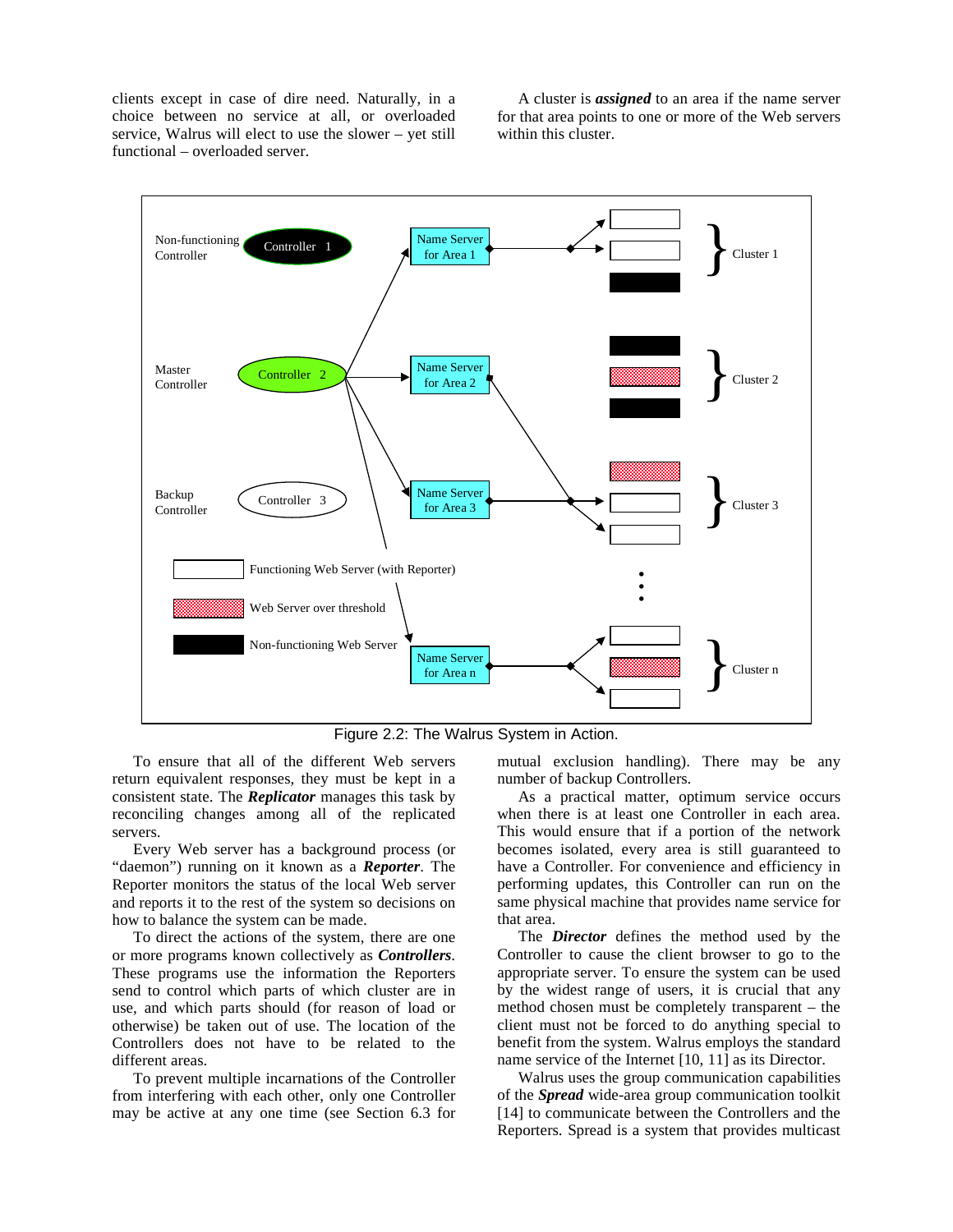clients except in case of dire need. Naturally, in a choice between no service at all, or overloaded service, Walrus will elect to use the slower – yet still functional – overloaded server.

A cluster is ***assigned*** to an area if the name server for that area points to one or more of the Web servers within this cluster.

Non-functioning Controller
Controller 1
Master Controller
Controller 2
Backup Controller
Controller 3
Name Server for Area 1
Name Server for Area 2
Name Server for Area 3
Name Server for Area n
Cluster 1
Cluster 2
Cluster 3
Cluster n
Functioning Web Server (with Reporter)
Web Server over threshold
Non-functioning Web Server

Figure 2.2: The Walrus System in Action.

To ensure that all of the different Web servers return equivalent responses, they must be kept in a consistent state. The ***Replicator*** manages this task by reconciling changes among all of the replicated servers.

Every Web server has a background process (or "daemon") running on it known as a ***Reporter***. The Reporter monitors the status of the local Web server and reports it to the rest of the system so decisions on how to balance the system can be made.

To direct the actions of the system, there are one or more programs known collectively as ***Controllers***. These programs use the information the Reporters send to control which parts of which cluster are in use, and which parts should (for reason of load or otherwise) be taken out of use. The location of the Controllers does not have to be related to the different areas.

To prevent multiple incarnations of the Controller from interfering with each other, only one Controller may be active at any one time (see Section 6.3 for mutual exclusion handling). There may be any number of backup Controllers.

As a practical matter, optimum service occurs when there is at least one Controller in each area. This would ensure that if a portion of the network becomes isolated, every area is still guaranteed to have a Controller. For convenience and efficiency in performing updates, this Controller can run on the same physical machine that provides name service for that area.

The ***Director*** defines the method used by the Controller to cause the client browser to go to the appropriate server. To ensure the system can be used by the widest range of users, it is crucial that any method chosen must be completely transparent – the client must not be forced to do anything special to benefit from the system. Walrus employs the standard name service of the Internet [10, 11] as its Director.

Walrus uses the group communication capabilities of the ***Spread*** wide-area group communication toolkit [14] to communicate between the Controllers and the Reporters. Spread is a system that provides multicast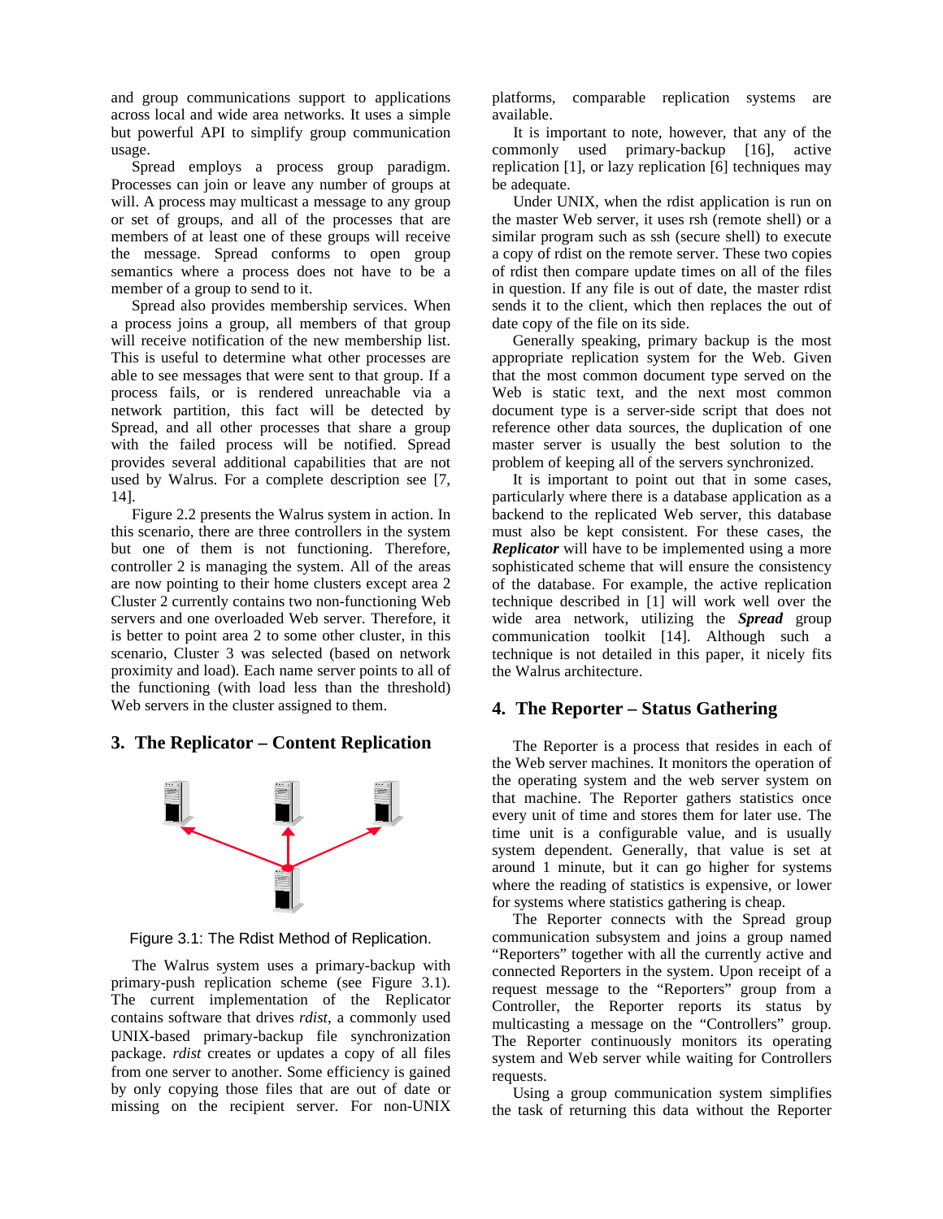and group communications support to applications across local and wide area networks. It uses a simple but powerful API to simplify group communication usage.

Spread employs a process group paradigm. Processes can join or leave any number of groups at will. A process may multicast a message to any group or set of groups, and all of the processes that are members of at least one of these groups will receive the message. Spread conforms to open group semantics where a process does not have to be a member of a group to send to it.

Spread also provides membership services. When a process joins a group, all members of that group will receive notification of the new membership list. This is useful to determine what other processes are able to see messages that were sent to that group. If a process fails, or is rendered unreachable via a network partition, this fact will be detected by Spread, and all other processes that share a group with the failed process will be notified. Spread provides several additional capabilities that are not used by Walrus. For a complete description see [7, 14].

Figure 2.2 presents the Walrus system in action. In this scenario, there are three controllers in the system but one of them is not functioning. Therefore, controller 2 is managing the system. All of the areas are now pointing to their home clusters except area 2 Cluster 2 currently contains two non-functioning Web servers and one overloaded Web server. Therefore, it is better to point area 2 to some other cluster, in this scenario, Cluster 3 was selected (based on network proximity and load). Each name server points to all of the functioning (with load less than the threshold) Web servers in the cluster assigned to them.

## 3. The Replicator – Content Replication

Figure 3.1: The Rdist Method of Replication.

The Walrus system uses a primary-backup with primary-push replication scheme (see Figure 3.1). The current implementation of the Replicator contains software that drives *rdist*, a commonly used UNIX-based primary-backup file synchronization package. *rdist* creates or updates a copy of all files from one server to another. Some efficiency is gained by only copying those files that are out of date or missing on the recipient server. For non-UNIX platforms, comparable replication systems are available.

It is important to note, however, that any of the commonly used primary-backup [16], active replication [1], or lazy replication [6] techniques may be adequate.

Under UNIX, when the rdist application is run on the master Web server, it uses rsh (remote shell) or a similar program such as ssh (secure shell) to execute a copy of rdist on the remote server. These two copies of rdist then compare update times on all of the files in question. If any file is out of date, the master rdist sends it to the client, which then replaces the out of date copy of the file on its side.

Generally speaking, primary backup is the most appropriate replication system for the Web. Given that the most common document type served on the Web is static text, and the next most common document type is a server-side script that does not reference other data sources, the duplication of one master server is usually the best solution to the problem of keeping all of the servers synchronized.

It is important to point out that in some cases, particularly where there is a database application as a backend to the replicated Web server, this database must also be kept consistent. For these cases, the ***Replicator*** will have to be implemented using a more sophisticated scheme that will ensure the consistency of the database. For example, the active replication technique described in [1] will work well over the wide area network, utilizing the ***Spread*** group communication toolkit [14]. Although such a technique is not detailed in this paper, it nicely fits the Walrus architecture.

## 4. The Reporter – Status Gathering

The Reporter is a process that resides in each of the Web server machines. It monitors the operation of the operating system and the web server system on that machine. The Reporter gathers statistics once every unit of time and stores them for later use. The time unit is a configurable value, and is usually system dependent. Generally, that value is set at around 1 minute, but it can go higher for systems where the reading of statistics is expensive, or lower for systems where statistics gathering is cheap.

The Reporter connects with the Spread group communication subsystem and joins a group named "Reporters" together with all the currently active and connected Reporters in the system. Upon receipt of a request message to the "Reporters" group from a Controller, the Reporter reports its status by multicasting a message on the "Controllers" group. The Reporter continuously monitors its operating system and Web server while waiting for Controllers requests.

Using a group communication system simplifies the task of returning this data without the Reporter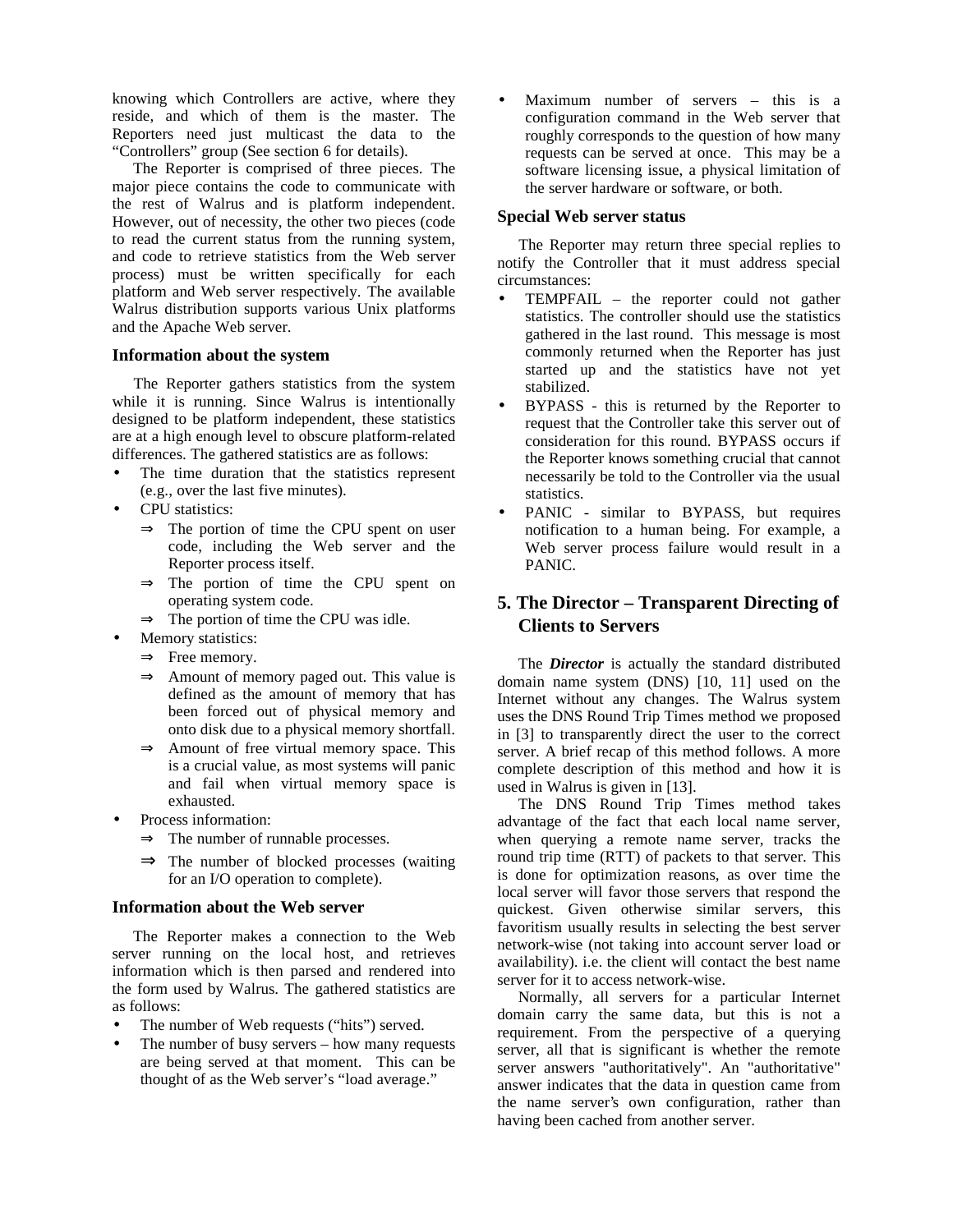knowing which Controllers are active, where they reside, and which of them is the master. The Reporters need just multicast the data to the "Controllers" group (See section 6 for details).

The Reporter is comprised of three pieces. The major piece contains the code to communicate with the rest of Walrus and is platform independent. However, out of necessity, the other two pieces (code to read the current status from the running system, and code to retrieve statistics from the Web server process) must be written specifically for each platform and Web server respectively. The available Walrus distribution supports various Unix platforms and the Apache Web server.

### Information about the system

The Reporter gathers statistics from the system while it is running. Since Walrus is intentionally designed to be platform independent, these statistics are at a high enough level to obscure platform-related differences. The gathered statistics are as follows:

- The time duration that the statistics represent (e.g., over the last five minutes).
- CPU statistics:
  - ⇒ The portion of time the CPU spent on user code, including the Web server and the Reporter process itself.
  - ⇒ The portion of time the CPU spent on operating system code.
  - ⇒ The portion of time the CPU was idle.
- Memory statistics:
  - ⇒ Free memory.
  - ⇒ Amount of memory paged out. This value is defined as the amount of memory that has been forced out of physical memory and onto disk due to a physical memory shortfall.
  - ⇒ Amount of free virtual memory space. This is a crucial value, as most systems will panic and fail when virtual memory space is exhausted.
- Process information:
  - ⇒ The number of runnable processes.
  - ⇒ The number of blocked processes (waiting for an I/O operation to complete).

### Information about the Web server

The Reporter makes a connection to the Web server running on the local host, and retrieves information which is then parsed and rendered into the form used by Walrus. The gathered statistics are as follows:

- The number of Web requests ("hits") served.
- The number of busy servers – how many requests are being served at that moment. This can be thought of as the Web server's "load average."
- Maximum number of servers – this is a configuration command in the Web server that roughly corresponds to the question of how many requests can be served at once. This may be a software licensing issue, a physical limitation of the server hardware or software, or both.

### Special Web server status

The Reporter may return three special replies to notify the Controller that it must address special circumstances:

- TEMPFAIL – the reporter could not gather statistics. The controller should use the statistics gathered in the last round. This message is most commonly returned when the Reporter has just started up and the statistics have not yet stabilized.
- BYPASS - this is returned by the Reporter to request that the Controller take this server out of consideration for this round. BYPASS occurs if the Reporter knows something crucial that cannot necessarily be told to the Controller via the usual statistics.
- PANIC - similar to BYPASS, but requires notification to a human being. For example, a Web server process failure would result in a PANIC.

## 5. The Director – Transparent Directing of Clients to Servers

The ***Director*** is actually the standard distributed domain name system (DNS) [10, 11] used on the Internet without any changes. The Walrus system uses the DNS Round Trip Times method we proposed in [3] to transparently direct the user to the correct server. A brief recap of this method follows. A more complete description of this method and how it is used in Walrus is given in [13].

The DNS Round Trip Times method takes advantage of the fact that each local name server, when querying a remote name server, tracks the round trip time (RTT) of packets to that server. This is done for optimization reasons, as over time the local server will favor those servers that respond the quickest. Given otherwise similar servers, this favoritism usually results in selecting the best server network-wise (not taking into account server load or availability). i.e. the client will contact the best name server for it to access network-wise.

Normally, all servers for a particular Internet domain carry the same data, but this is not a requirement. From the perspective of a querying server, all that is significant is whether the remote server answers "authoritatively". An "authoritative" answer indicates that the data in question came from the name server's own configuration, rather than having been cached from another server.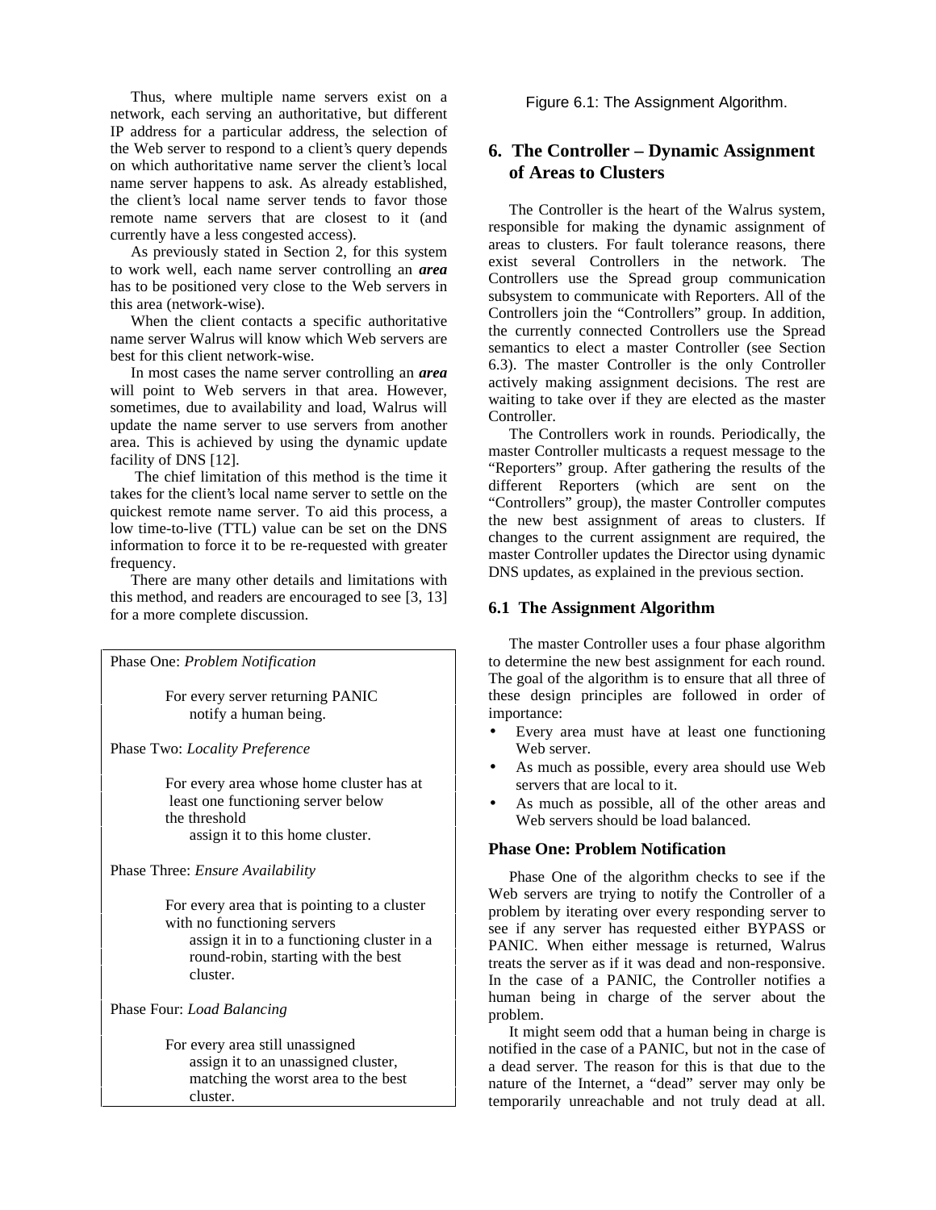Thus, where multiple name servers exist on a network, each serving an authoritative, but different IP address for a particular address, the selection of the Web server to respond to a client's query depends on which authoritative name server the client's local name server happens to ask. As already established, the client's local name server tends to favor those remote name servers that are closest to it (and currently have a less congested access).

As previously stated in Section 2, for this system to work well, each name server controlling an ***area*** has to be positioned very close to the Web servers in this area (network-wise).

When the client contacts a specific authoritative name server Walrus will know which Web servers are best for this client network-wise.

In most cases the name server controlling an ***area*** will point to Web servers in that area. However, sometimes, due to availability and load, Walrus will update the name server to use servers from another area. This is achieved by using the dynamic update facility of DNS [12].

The chief limitation of this method is the time it takes for the client's local name server to settle on the quickest remote name server. To aid this process, a low time-to-live (TTL) value can be set on the DNS information to force it to be re-requested with greater frequency.

There are many other details and limitations with this method, and readers are encouraged to see [3, 13] for a more complete discussion.

Phase One: *Problem Notification*

> For every server returning PANIC
> notify a human being.

Phase Two: *Locality Preference*

> For every area whose home cluster has at least one functioning server below the threshold
> assign it to this home cluster.

Phase Three: *Ensure Availability*

> For every area that is pointing to a cluster with no functioning servers
> assign it in to a functioning cluster in a round-robin, starting with the best cluster.

Phase Four: *Load Balancing*

> For every area still unassigned
> assign it to an unassigned cluster, matching the worst area to the best cluster.

Figure 6.1: The Assignment Algorithm.

## 6. The Controller – Dynamic Assignment of Areas to Clusters

The Controller is the heart of the Walrus system, responsible for making the dynamic assignment of areas to clusters. For fault tolerance reasons, there exist several Controllers in the network. The Controllers use the Spread group communication subsystem to communicate with Reporters. All of the Controllers join the "Controllers" group. In addition, the currently connected Controllers use the Spread semantics to elect a master Controller (see Section 6.3). The master Controller is the only Controller actively making assignment decisions. The rest are waiting to take over if they are elected as the master Controller.

The Controllers work in rounds. Periodically, the master Controller multicasts a request message to the "Reporters" group. After gathering the results of the different Reporters (which are sent on the "Controllers" group), the master Controller computes the new best assignment of areas to clusters. If changes to the current assignment are required, the master Controller updates the Director using dynamic DNS updates, as explained in the previous section.

### 6.1 The Assignment Algorithm

The master Controller uses a four phase algorithm to determine the new best assignment for each round. The goal of the algorithm is to ensure that all three of these design principles are followed in order of importance:

- Every area must have at least one functioning Web server.
- As much as possible, every area should use Web servers that are local to it.
- As much as possible, all of the other areas and Web servers should be load balanced.

### Phase One: Problem Notification

Phase One of the algorithm checks to see if the Web servers are trying to notify the Controller of a problem by iterating over every responding server to see if any server has requested either BYPASS or PANIC. When either message is returned, Walrus treats the server as if it was dead and non-responsive. In the case of a PANIC, the Controller notifies a human being in charge of the server about the problem.

It might seem odd that a human being in charge is notified in the case of a PANIC, but not in the case of a dead server. The reason for this is that due to the nature of the Internet, a "dead" server may only be temporarily unreachable and not truly dead at all.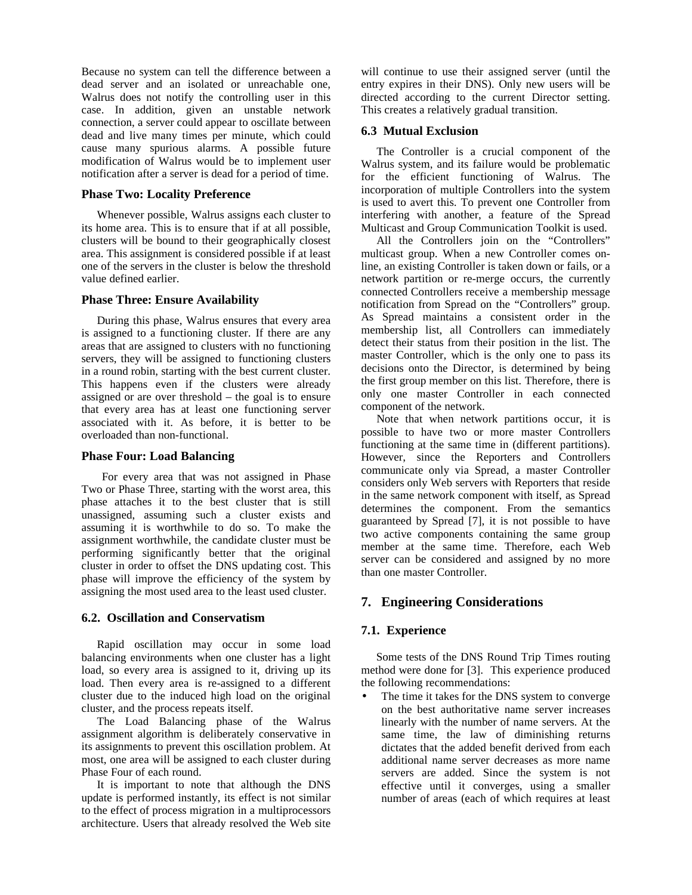Because no system can tell the difference between a dead server and an isolated or unreachable one, Walrus does not notify the controlling user in this case. In addition, given an unstable network connection, a server could appear to oscillate between dead and live many times per minute, which could cause many spurious alarms. A possible future modification of Walrus would be to implement user notification after a server is dead for a period of time.

### Phase Two: Locality Preference

Whenever possible, Walrus assigns each cluster to its home area. This is to ensure that if at all possible, clusters will be bound to their geographically closest area. This assignment is considered possible if at least one of the servers in the cluster is below the threshold value defined earlier.

### Phase Three: Ensure Availability

During this phase, Walrus ensures that every area is assigned to a functioning cluster. If there are any areas that are assigned to clusters with no functioning servers, they will be assigned to functioning clusters in a round robin, starting with the best current cluster. This happens even if the clusters were already assigned or are over threshold – the goal is to ensure that every area has at least one functioning server associated with it. As before, it is better to be overloaded than non-functional.

### Phase Four: Load Balancing

For every area that was not assigned in Phase Two or Phase Three, starting with the worst area, this phase attaches it to the best cluster that is still unassigned, assuming such a cluster exists and assuming it is worthwhile to do so. To make the assignment worthwhile, the candidate cluster must be performing significantly better that the original cluster in order to offset the DNS updating cost. This phase will improve the efficiency of the system by assigning the most used area to the least used cluster.

## 6.2. Oscillation and Conservatism

Rapid oscillation may occur in some load balancing environments when one cluster has a light load, so every area is assigned to it, driving up its load. Then every area is re-assigned to a different cluster due to the induced high load on the original cluster, and the process repeats itself.

The Load Balancing phase of the Walrus assignment algorithm is deliberately conservative in its assignments to prevent this oscillation problem. At most, one area will be assigned to each cluster during Phase Four of each round.

It is important to note that although the DNS update is performed instantly, its effect is not similar to the effect of process migration in a multiprocessors architecture. Users that already resolved the Web site will continue to use their assigned server (until the entry expires in their DNS). Only new users will be directed according to the current Director setting. This creates a relatively gradual transition.

## 6.3 Mutual Exclusion

The Controller is a crucial component of the Walrus system, and its failure would be problematic for the efficient functioning of Walrus. The incorporation of multiple Controllers into the system is used to avert this. To prevent one Controller from interfering with another, a feature of the Spread Multicast and Group Communication Toolkit is used.

All the Controllers join on the "Controllers" multicast group. When a new Controller comes on-line, an existing Controller is taken down or fails, or a network partition or re-merge occurs, the currently connected Controllers receive a membership message notification from Spread on the "Controllers" group. As Spread maintains a consistent order in the membership list, all Controllers can immediately detect their status from their position in the list. The master Controller, which is the only one to pass its decisions onto the Director, is determined by being the first group member on this list. Therefore, there is only one master Controller in each connected component of the network.

Note that when network partitions occur, it is possible to have two or more master Controllers functioning at the same time in (different partitions). However, since the Reporters and Controllers communicate only via Spread, a master Controller considers only Web servers with Reporters that reside in the same network component with itself, as Spread determines the component. From the semantics guaranteed by Spread [7], it is not possible to have two active components containing the same group member at the same time. Therefore, each Web server can be considered and assigned by no more than one master Controller.

# 7. Engineering Considerations

## 7.1. Experience

Some tests of the DNS Round Trip Times routing method were done for [3]. This experience produced the following recommendations:

- The time it takes for the DNS system to converge on the best authoritative name server increases linearly with the number of name servers. At the same time, the law of diminishing returns dictates that the added benefit derived from each additional name server decreases as more name servers are added. Since the system is not effective until it converges, using a smaller number of areas (each of which requires at least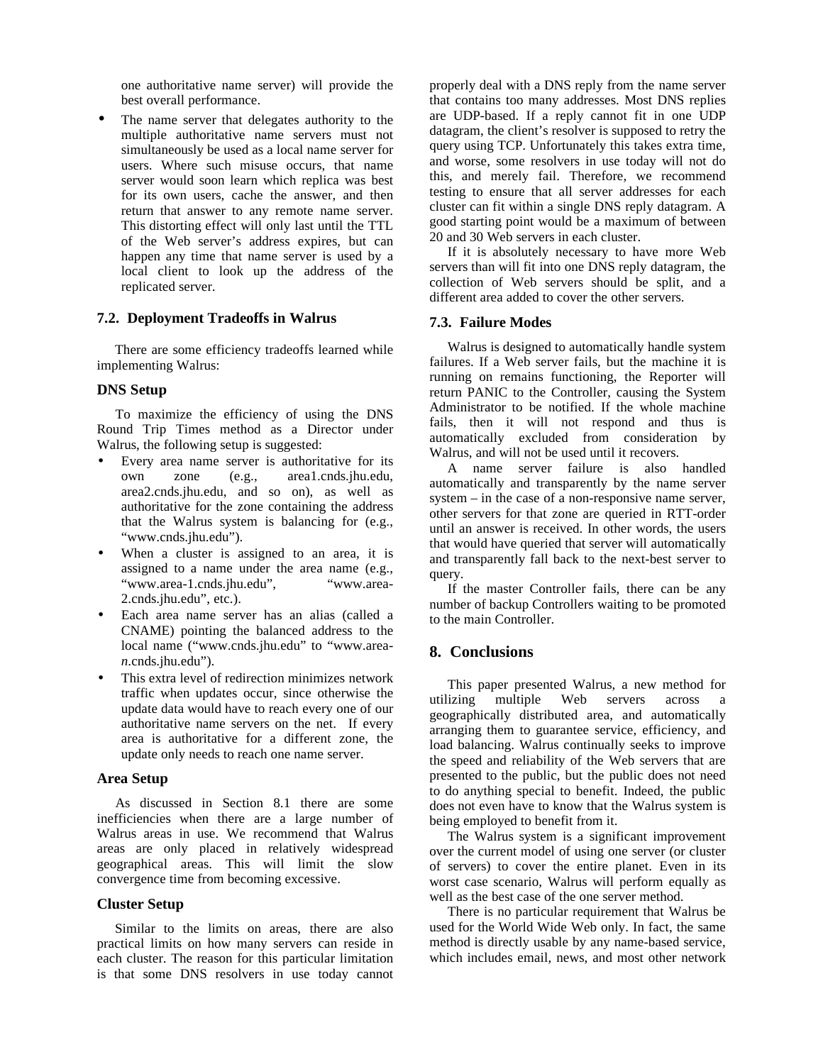one authoritative name server) will provide the best overall performance.

- The name server that delegates authority to the multiple authoritative name servers must not simultaneously be used as a local name server for users. Where such misuse occurs, that name server would soon learn which replica was best for its own users, cache the answer, and then return that answer to any remote name server. This distorting effect will only last until the TTL of the Web server's address expires, but can happen any time that name server is used by a local client to look up the address of the replicated server.

## 7.2. Deployment Tradeoffs in Walrus

There are some efficiency tradeoffs learned while implementing Walrus:

### DNS Setup

To maximize the efficiency of using the DNS Round Trip Times method as a Director under Walrus, the following setup is suggested:

- Every area name server is authoritative for its own zone (e.g., area1.cnds.jhu.edu, area2.cnds.jhu.edu, and so on), as well as authoritative for the zone containing the address that the Walrus system is balancing for (e.g., "www.cnds.jhu.edu").
- When a cluster is assigned to an area, it is assigned to a name under the area name (e.g., "www.area-1.cnds.jhu.edu", "www.area-2.cnds.jhu.edu", etc.).
- Each area name server has an alias (called a CNAME) pointing the balanced address to the local name ("www.cnds.jhu.edu" to "www.area-*n*.cnds.jhu.edu").
- This extra level of redirection minimizes network traffic when updates occur, since otherwise the update data would have to reach every one of our authoritative name servers on the net. If every area is authoritative for a different zone, the update only needs to reach one name server.

### Area Setup

As discussed in Section 8.1 there are some inefficiencies when there are a large number of Walrus areas in use. We recommend that Walrus areas are only placed in relatively widespread geographical areas. This will limit the slow convergence time from becoming excessive.

### Cluster Setup

Similar to the limits on areas, there are also practical limits on how many servers can reside in each cluster. The reason for this particular limitation is that some DNS resolvers in use today cannot properly deal with a DNS reply from the name server that contains too many addresses. Most DNS replies are UDP-based. If a reply cannot fit in one UDP datagram, the client's resolver is supposed to retry the query using TCP. Unfortunately this takes extra time, and worse, some resolvers in use today will not do this, and merely fail. Therefore, we recommend testing to ensure that all server addresses for each cluster can fit within a single DNS reply datagram. A good starting point would be a maximum of between 20 and 30 Web servers in each cluster.

If it is absolutely necessary to have more Web servers than will fit into one DNS reply datagram, the collection of Web servers should be split, and a different area added to cover the other servers.

## 7.3. Failure Modes

Walrus is designed to automatically handle system failures. If a Web server fails, but the machine it is running on remains functioning, the Reporter will return PANIC to the Controller, causing the System Administrator to be notified. If the whole machine fails, then it will not respond and thus is automatically excluded from consideration by Walrus, and will not be used until it recovers.

A name server failure is also handled automatically and transparently by the name server system – in the case of a non-responsive name server, other servers for that zone are queried in RTT-order until an answer is received. In other words, the users that would have queried that server will automatically and transparently fall back to the next-best server to query.

If the master Controller fails, there can be any number of backup Controllers waiting to be promoted to the main Controller.

# 8. Conclusions

This paper presented Walrus, a new method for utilizing multiple Web servers across a geographically distributed area, and automatically arranging them to guarantee service, efficiency, and load balancing. Walrus continually seeks to improve the speed and reliability of the Web servers that are presented to the public, but the public does not need to do anything special to benefit. Indeed, the public does not even have to know that the Walrus system is being employed to benefit from it.

The Walrus system is a significant improvement over the current model of using one server (or cluster of servers) to cover the entire planet. Even in its worst case scenario, Walrus will perform equally as well as the best case of the one server method.

There is no particular requirement that Walrus be used for the World Wide Web only. In fact, the same method is directly usable by any name-based service, which includes email, news, and most other network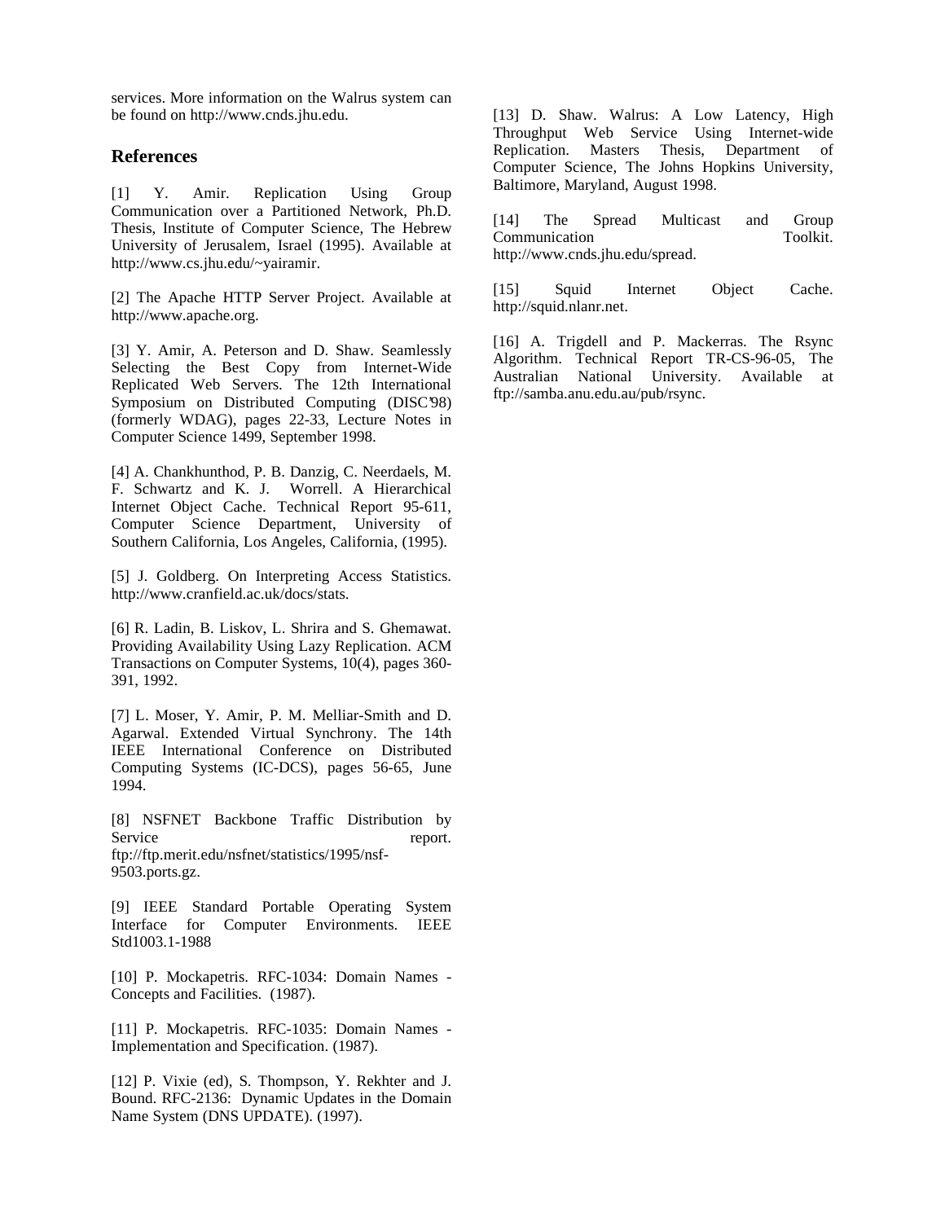services. More information on the Walrus system can be found on http://www.cnds.jhu.edu.

## References

[1] Y. Amir. Replication Using Group Communication over a Partitioned Network, Ph.D. Thesis, Institute of Computer Science, The Hebrew University of Jerusalem, Israel (1995). Available at http://www.cs.jhu.edu/~yairamir.

[2] The Apache HTTP Server Project. Available at http://www.apache.org.

[3] Y. Amir, A. Peterson and D. Shaw. Seamlessly Selecting the Best Copy from Internet-Wide Replicated Web Servers. The 12th International Symposium on Distributed Computing (DISC'98) (formerly WDAG), pages 22-33, Lecture Notes in Computer Science 1499, September 1998.

[4] A. Chankhunthod, P. B. Danzig, C. Neerdaels, M. F. Schwartz and K. J. Worrell. A Hierarchical Internet Object Cache. Technical Report 95-611, Computer Science Department, University of Southern California, Los Angeles, California, (1995).

[5] J. Goldberg. On Interpreting Access Statistics. http://www.cranfield.ac.uk/docs/stats.

[6] R. Ladin, B. Liskov, L. Shrira and S. Ghemawat. Providing Availability Using Lazy Replication. ACM Transactions on Computer Systems, 10(4), pages 360-391, 1992.

[7] L. Moser, Y. Amir, P. M. Melliar-Smith and D. Agarwal. Extended Virtual Synchrony. The 14th IEEE International Conference on Distributed Computing Systems (IC-DCS), pages 56-65, June 1994.

[8] NSFNET Backbone Traffic Distribution by Service report. ftp://ftp.merit.edu/nsfnet/statistics/1995/nsf-9503.ports.gz.

[9] IEEE Standard Portable Operating System Interface for Computer Environments. IEEE Std1003.1-1988

[10] P. Mockapetris. RFC-1034: Domain Names - Concepts and Facilities. (1987).

[11] P. Mockapetris. RFC-1035: Domain Names - Implementation and Specification. (1987).

[12] P. Vixie (ed), S. Thompson, Y. Rekhter and J. Bound. RFC-2136: Dynamic Updates in the Domain Name System (DNS UPDATE). (1997).

[13] D. Shaw. Walrus: A Low Latency, High Throughput Web Service Using Internet-wide Replication. Masters Thesis, Department of Computer Science, The Johns Hopkins University, Baltimore, Maryland, August 1998.

[14] The Spread Multicast and Group Communication Toolkit. http://www.cnds.jhu.edu/spread.

[15] Squid Internet Object Cache. http://squid.nlanr.net.

[16] A. Trigdell and P. Mackerras. The Rsync Algorithm. Technical Report TR-CS-96-05, The Australian National University. Available at ftp://samba.anu.edu.au/pub/rsync.